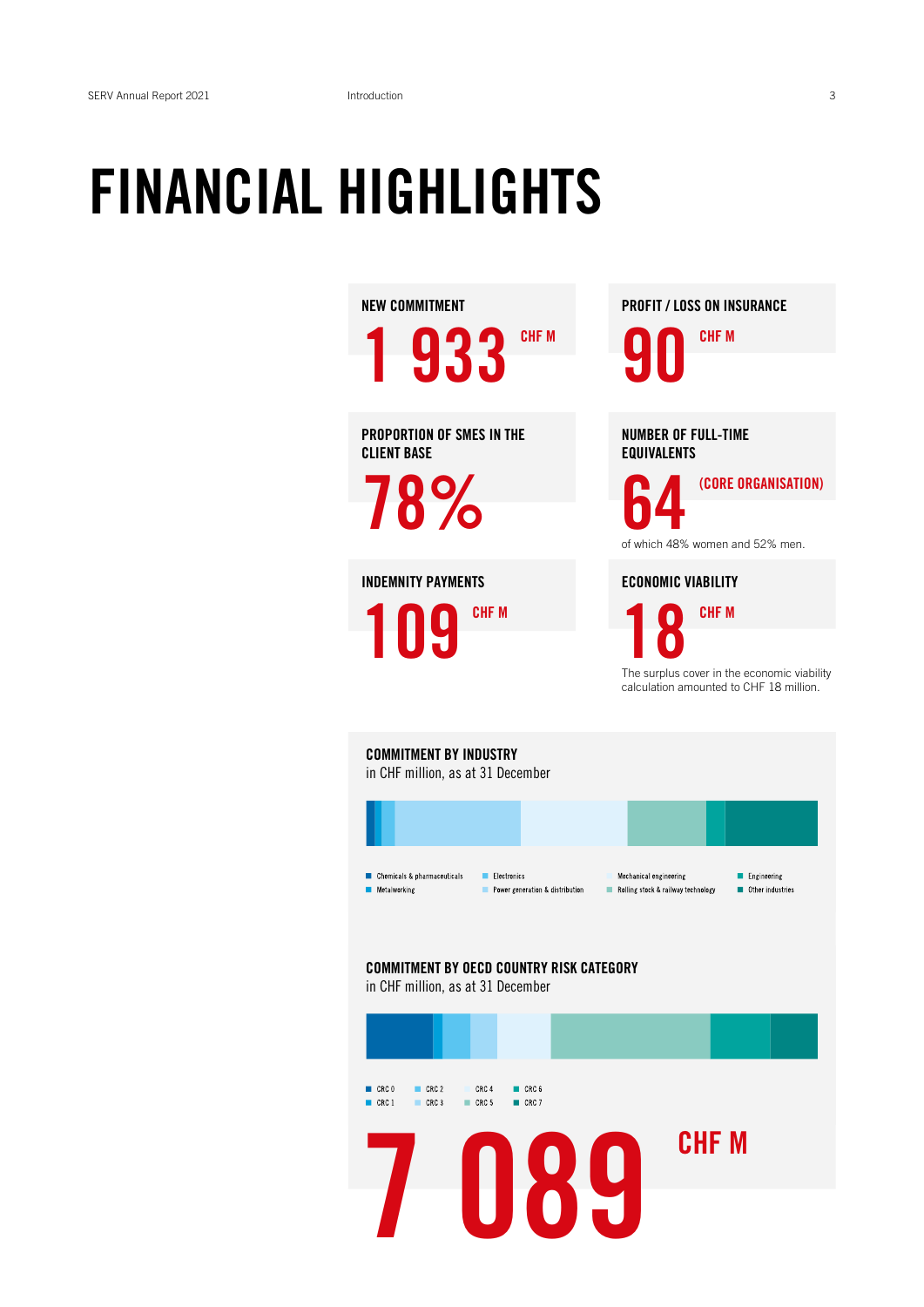# FINANCIAL HIGHLIGHTS

## NEW COMMITMENT

**1 933** CHF M

## PROFIT / LOSS ON INSURANCE

**90** CHF M

## PROPORTION OF SMES IN THE CLIENT BASE

**78%**

## NUMBER OF FULL-TIME EQUIVALENTS

**64** (CORE ORGANISATION)

of which 48% women and 52% men.

## INDEMNITY PAYMENTS

**109** CHF M

## ECONOMIC VIABILITY

**18** CHF M

The surplus cover in the economic viability calculation amounted to CHF 18 million.

## COMMITMENT BY INDUSTRY

in CHF million, as at 31 December

- Chemicals & pharmaceuticals
- Metalworking
- Electronics
- Power generation & distribution
- Mechanical engineering
- Rolling stock & railway technology
- Engineering
- Other industries

## COMMITMENT BY OECD COUNTRY RISK CATEGORY

in CHF million, as at 31 December

- CRC 0
- CRC 1
- CRC 2
- CRC 3
- CRC 4
- CRC 5
- CRC 6
- CRC 7

**7 089** CHF M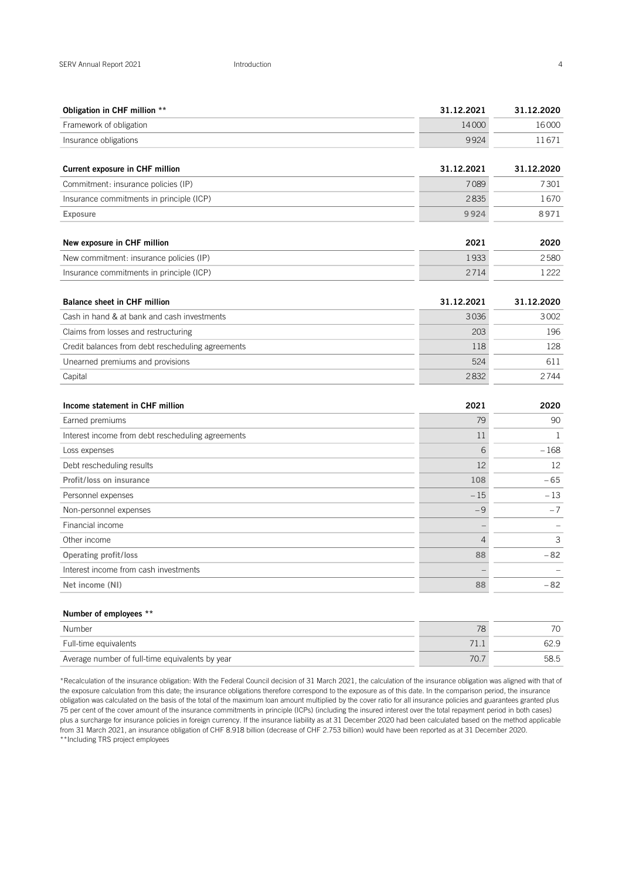| Obligation in CHF million ** | 31.12.2021 | 31.12.2020 |
| --- | --- | --- |
| Framework of obligation | 14000 | 16000 |
| Insurance obligations | 9924 | 11671 |

| Current exposure in CHF million | 31.12.2021 | 31.12.2020 |
| --- | --- | --- |
| Commitment: insurance policies (IP) | 7089 | 7301 |
| Insurance commitments in principle (ICP) | 2835 | 1670 |
| Exposure | 9924 | 8971 |

| New exposure in CHF million | 2021 | 2020 |
| --- | --- | --- |
| New commitment: insurance policies (IP) | 1933 | 2580 |
| Insurance commitments in principle (ICP) | 2714 | 1222 |

| Balance sheet in CHF million | 31.12.2021 | 31.12.2020 |
| --- | --- | --- |
| Cash in hand & at bank and cash investments | 3036 | 3002 |
| Claims from losses and restructuring | 203 | 196 |
| Credit balances from debt rescheduling agreements | 118 | 128 |
| Unearned premiums and provisions | 524 | 611 |
| Capital | 2832 | 2744 |

| Income statement in CHF million | 2021 | 2020 |
| --- | --- | --- |
| Earned premiums | 79 | 90 |
| Interest income from debt rescheduling agreements | 11 | 1 |
| Loss expenses | 6 | –168 |
| Debt rescheduling results | 12 | 12 |
| Profit/loss on insurance | 108 | –65 |
| Personnel expenses | –15 | –13 |
| Non-personnel expenses | –9 | –7 |
| Financial income | – | – |
| Other income | 4 | 3 |
| Operating profit/loss | 88 | –82 |
| Interest income from cash investments | – | – |
| Net income (NI) | 88 | –82 |

| Number of employees ** | | |
| --- | --- | --- |
| Number | 78 | 70 |
| Full-time equivalents | 71.1 | 62.9 |
| Average number of full-time equivalents by year | 70.7 | 58.5 |

*Recalculation of the insurance obligation: With the Federal Council decision of 31 March 2021, the calculation of the insurance obligation was aligned with that of the exposure calculation from this date; the insurance obligations therefore correspond to the exposure as of this date. In the comparison period, the insurance obligation was calculated on the basis of the total of the maximum loan amount multiplied by the cover ratio for all insurance policies and guarantees granted plus 75 per cent of the cover amount of the insurance commitments in principle (ICPs) (including the insured interest over the total repayment period in both cases) plus a surcharge for insurance policies in foreign currency. If the insurance liability as at 31 December 2020 had been calculated based on the method applicable from 31 March 2021, an insurance obligation of CHF 8.918 billion (decrease of CHF 2.753 billion) would have been reported as at 31 December 2020.
**Including TRS project employees